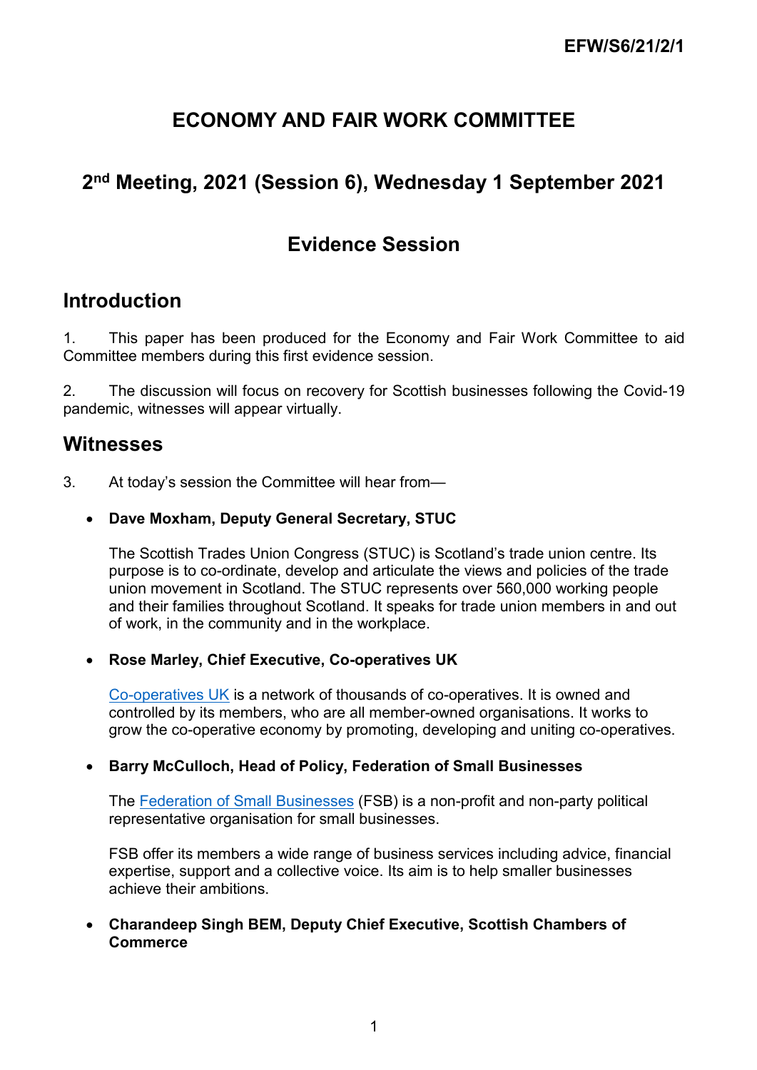EFW/S6/21/2/1

# ECONOMY AND FAIR WORK COMMITTEE

## 2nd Meeting, 2021 (Session 6), Wednesday 1 September 2021

## Evidence Session

## Introduction

1. This paper has been produced for the Economy and Fair Work Committee to aid Committee members during this first evidence session.

2. The discussion will focus on recovery for Scottish businesses following the Covid-19 pandemic, witnesses will appear virtually.

## Witnesses

3. At today's session the Committee will hear from—

- **Dave Moxham, Deputy General Secretary, STUC**

  The Scottish Trades Union Congress (STUC) is Scotland's trade union centre. Its purpose is to co-ordinate, develop and articulate the views and policies of the trade union movement in Scotland. The STUC represents over 560,000 working people and their families throughout Scotland. It speaks for trade union members in and out of work, in the community and in the workplace.

- **Rose Marley, Chief Executive, Co-operatives UK**

  Co-operatives UK is a network of thousands of co-operatives. It is owned and controlled by its members, who are all member-owned organisations. It works to grow the co-operative economy by promoting, developing and uniting co-operatives.

- **Barry McCulloch, Head of Policy, Federation of Small Businesses**

  The Federation of Small Businesses (FSB) is a non-profit and non-party political representative organisation for small businesses.

  FSB offer its members a wide range of business services including advice, financial expertise, support and a collective voice. Its aim is to help smaller businesses achieve their ambitions.

- **Charandeep Singh BEM, Deputy Chief Executive, Scottish Chambers of Commerce**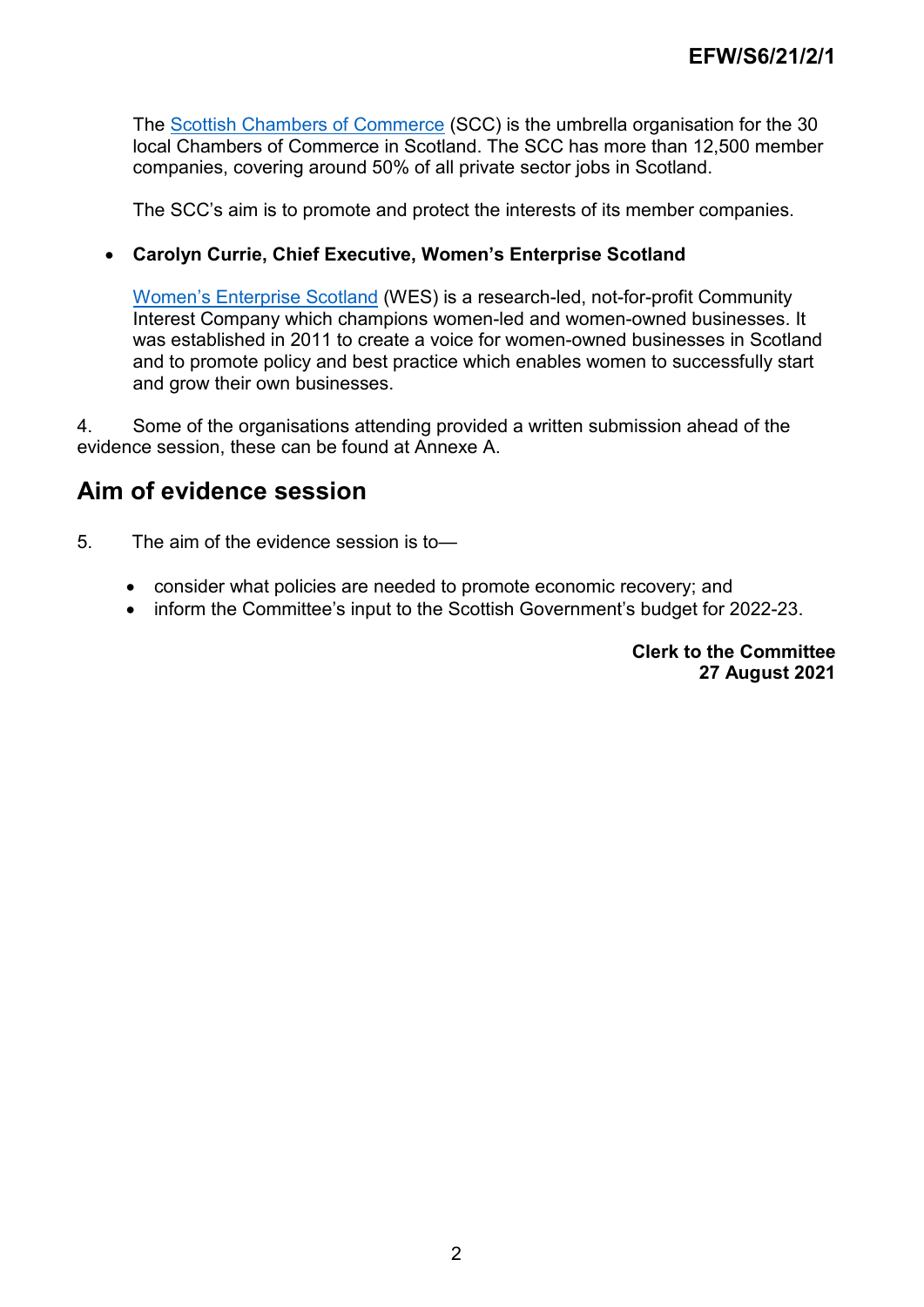The [Scottish Chambers of Commerce](#) (SCC) is the umbrella organisation for the 30 local Chambers of Commerce in Scotland. The SCC has more than 12,500 member companies, covering around 50% of all private sector jobs in Scotland.

The SCC's aim is to promote and protect the interests of its member companies.

- **Carolyn Currie, Chief Executive, Women's Enterprise Scotland**

  [Women's Enterprise Scotland](#) (WES) is a research-led, not-for-profit Community Interest Company which champions women-led and women-owned businesses. It was established in 2011 to create a voice for women-owned businesses in Scotland and to promote policy and best practice which enables women to successfully start and grow their own businesses.

4. Some of the organisations attending provided a written submission ahead of the evidence session, these can be found at Annexe A.

## Aim of evidence session

5. The aim of the evidence session is to—

- consider what policies are needed to promote economic recovery; and
- inform the Committee's input to the Scottish Government's budget for 2022-23.

**Clerk to the Committee**
**27 August 2021**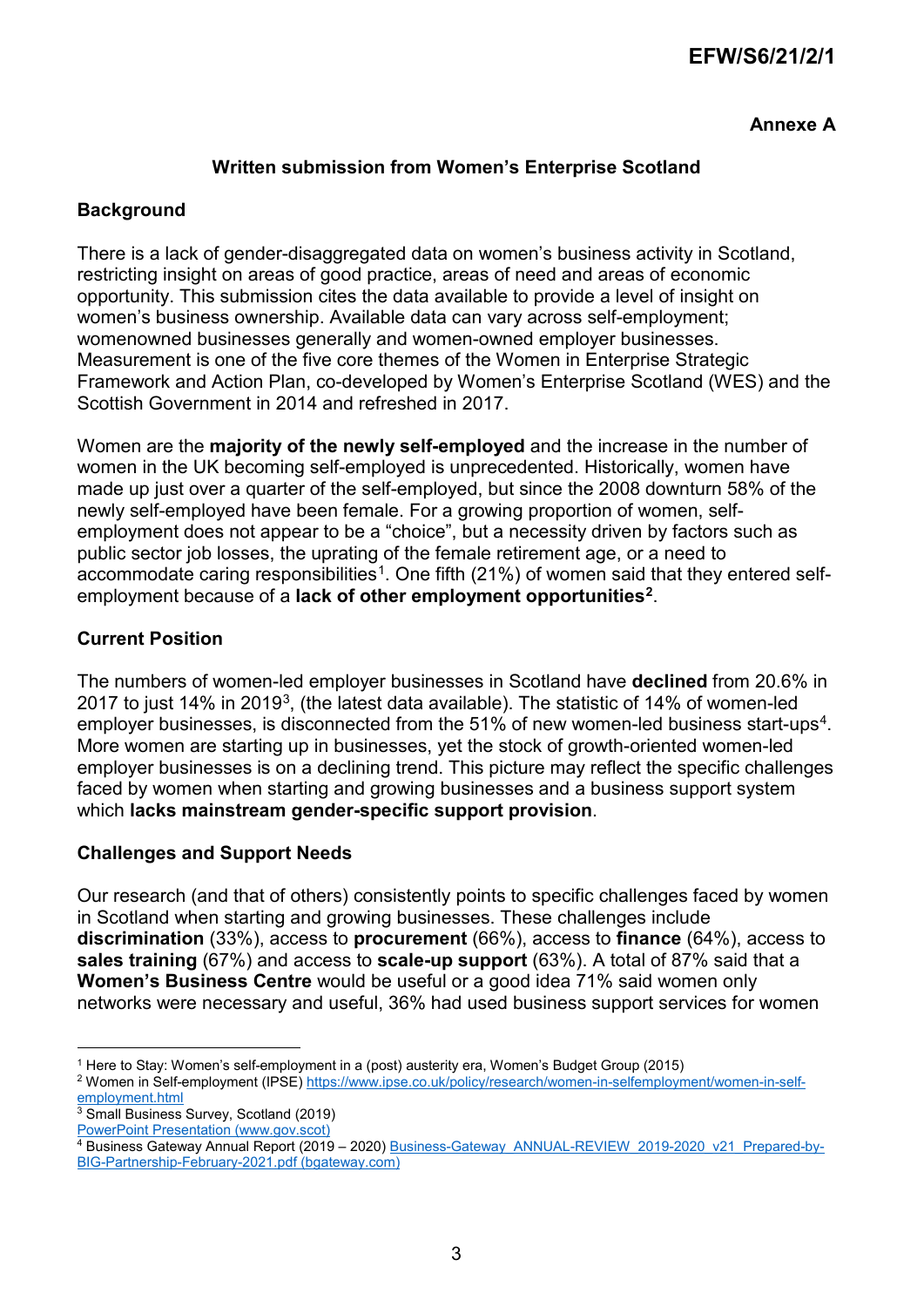**EFW/S6/21/2/1**

**Annexe A**

## Written submission from Women's Enterprise Scotland

### Background

There is a lack of gender-disaggregated data on women's business activity in Scotland, restricting insight on areas of good practice, areas of need and areas of economic opportunity. This submission cites the data available to provide a level of insight on women's business ownership. Available data can vary across self-employment; womenowned businesses generally and women-owned employer businesses. Measurement is one of the five core themes of the Women in Enterprise Strategic Framework and Action Plan, co-developed by Women's Enterprise Scotland (WES) and the Scottish Government in 2014 and refreshed in 2017.

Women are the **majority of the newly self-employed** and the increase in the number of women in the UK becoming self-employed is unprecedented. Historically, women have made up just over a quarter of the self-employed, but since the 2008 downturn 58% of the newly self-employed have been female. For a growing proportion of women, self-employment does not appear to be a "choice", but a necessity driven by factors such as public sector job losses, the uprating of the female retirement age, or a need to accommodate caring responsibilities[1]. One fifth (21%) of women said that they entered self-employment because of a **lack of other employment opportunities**[2].

### Current Position

The numbers of women-led employer businesses in Scotland have **declined** from 20.6% in 2017 to just 14% in 2019[3], (the latest data available). The statistic of 14% of women-led employer businesses, is disconnected from the 51% of new women-led business start-ups[4]. More women are starting up in businesses, yet the stock of growth-oriented women-led employer businesses is on a declining trend. This picture may reflect the specific challenges faced by women when starting and growing businesses and a business support system which **lacks mainstream gender-specific support provision**.

### Challenges and Support Needs

Our research (and that of others) consistently points to specific challenges faced by women in Scotland when starting and growing businesses. These challenges include **discrimination** (33%), access to **procurement** (66%), access to **finance** (64%), access to **sales training** (67%) and access to **scale-up support** (63%). A total of 87% said that a **Women's Business Centre** would be useful or a good idea 71% said women only networks were necessary and useful, 36% had used business support services for women

---

[1] Here to Stay: Women's self-employment in a (post) austerity era, Women's Budget Group (2015)

[2] Women in Self-employment (IPSE) https://www.ipse.co.uk/policy/research/women-in-selfemployment/women-in-self-employment.html

[3] Small Business Survey, Scotland (2019) PowerPoint Presentation (www.gov.scot)

[4] Business Gateway Annual Report (2019 – 2020) Business-Gateway_ANNUAL-REVIEW_2019-2020_v21_Prepared-by-BIG-Partnership-February-2021.pdf (bgateway.com)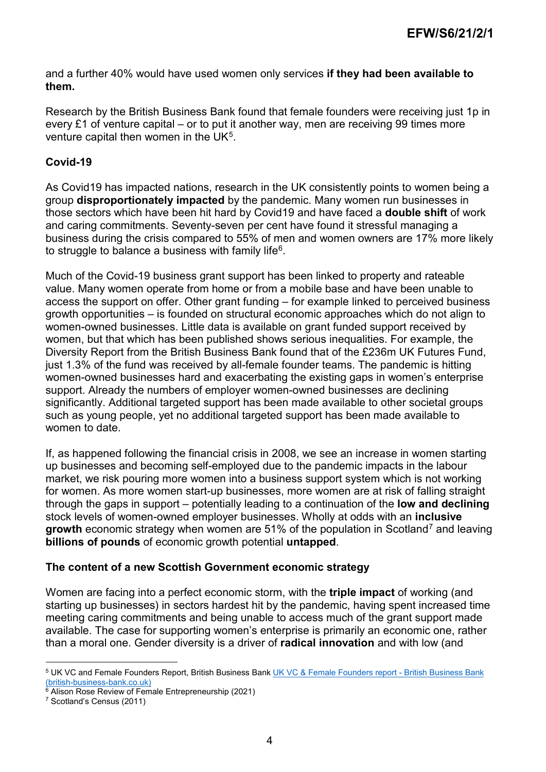and a further 40% would have used women only services **if they had been available to them.**

Research by the British Business Bank found that female founders were receiving just 1p in every £1 of venture capital – or to put it another way, men are receiving 99 times more venture capital then women in the UK[5].

**Covid-19**

As Covid19 has impacted nations, research in the UK consistently points to women being a group **disproportionately impacted** by the pandemic. Many women run businesses in those sectors which have been hit hard by Covid19 and have faced a **double shift** of work and caring commitments. Seventy-seven per cent have found it stressful managing a business during the crisis compared to 55% of men and women owners are 17% more likely to struggle to balance a business with family life[6].

Much of the Covid-19 business grant support has been linked to property and rateable value. Many women operate from home or from a mobile base and have been unable to access the support on offer. Other grant funding – for example linked to perceived business growth opportunities – is founded on structural economic approaches which do not align to women-owned businesses. Little data is available on grant funded support received by women, but that which has been published shows serious inequalities. For example, the Diversity Report from the British Business Bank found that of the £236m UK Futures Fund, just 1.3% of the fund was received by all-female founder teams. The pandemic is hitting women-owned businesses hard and exacerbating the existing gaps in women's enterprise support. Already the numbers of employer women-owned businesses are declining significantly. Additional targeted support has been made available to other societal groups such as young people, yet no additional targeted support has been made available to women to date.

If, as happened following the financial crisis in 2008, we see an increase in women starting up businesses and becoming self-employed due to the pandemic impacts in the labour market, we risk pouring more women into a business support system which is not working for women. As more women start-up businesses, more women are at risk of falling straight through the gaps in support – potentially leading to a continuation of the **low and declining** stock levels of women-owned employer businesses. Wholly at odds with an **inclusive growth** economic strategy when women are 51% of the population in Scotland[7] and leaving **billions of pounds** of economic growth potential **untapped**.

**The content of a new Scottish Government economic strategy**

Women are facing into a perfect economic storm, with the **triple impact** of working (and starting up businesses) in sectors hardest hit by the pandemic, having spent increased time meeting caring commitments and being unable to access much of the grant support made available. The case for supporting women's enterprise is primarily an economic one, rather than a moral one. Gender diversity is a driver of **radical innovation** and with low (and

---

[5] UK VC and Female Founders Report, British Business Bank [UK VC & Female Founders report - British Business Bank (british-business-bank.co.uk)](british-business-bank.co.uk)

[6] Alison Rose Review of Female Entrepreneurship (2021)

[7] Scotland's Census (2011)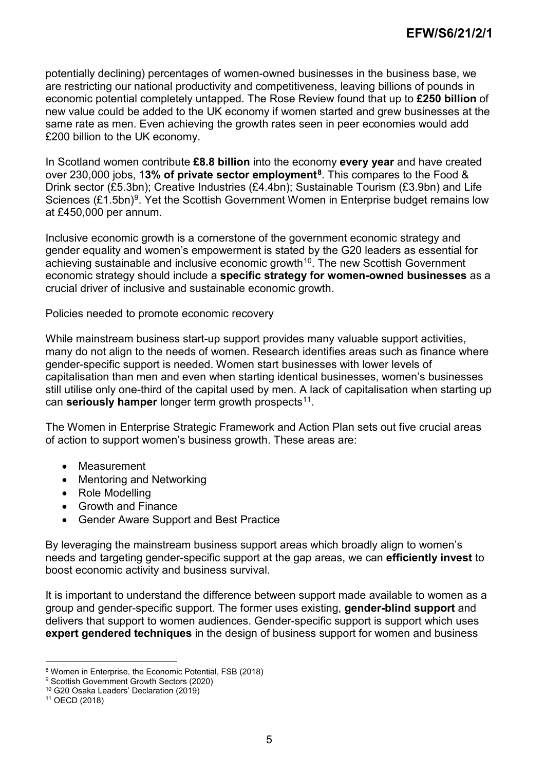potentially declining) percentages of women-owned businesses in the business base, we are restricting our national productivity and competitiveness, leaving billions of pounds in economic potential completely untapped. The Rose Review found that up to **£250 billion** of new value could be added to the UK economy if women started and grew businesses at the same rate as men. Even achieving the growth rates seen in peer economies would add £200 billion to the UK economy.

In Scotland women contribute **£8.8 billion** into the economy **every year** and have created over 230,000 jobs, 1**3% of private sector employment**[8]. This compares to the Food & Drink sector (£5.3bn); Creative Industries (£4.4bn); Sustainable Tourism (£3.9bn) and Life Sciences (£1.5bn)[9]. Yet the Scottish Government Women in Enterprise budget remains low at £450,000 per annum.

Inclusive economic growth is a cornerstone of the government economic strategy and gender equality and women's empowerment is stated by the G20 leaders as essential for achieving sustainable and inclusive economic growth[10]. The new Scottish Government economic strategy should include a **specific strategy for women-owned businesses** as a crucial driver of inclusive and sustainable economic growth.

Policies needed to promote economic recovery

While mainstream business start-up support provides many valuable support activities, many do not align to the needs of women. Research identifies areas such as finance where gender-specific support is needed. Women start businesses with lower levels of capitalisation than men and even when starting identical businesses, women's businesses still utilise only one-third of the capital used by men. A lack of capitalisation when starting up can **seriously hamper** longer term growth prospects[11].

The Women in Enterprise Strategic Framework and Action Plan sets out five crucial areas of action to support women's business growth. These areas are:

- Measurement
- Mentoring and Networking
- Role Modelling
- Growth and Finance
- Gender Aware Support and Best Practice

By leveraging the mainstream business support areas which broadly align to women's needs and targeting gender-specific support at the gap areas, we can **efficiently invest** to boost economic activity and business survival.

It is important to understand the difference between support made available to women as a group and gender-specific support. The former uses existing, **gender-blind support** and delivers that support to women audiences. Gender-specific support is support which uses **expert gendered techniques** in the design of business support for women and business

[8] Women in Enterprise, the Economic Potential, FSB (2018)
[9] Scottish Government Growth Sectors (2020)
[10] G20 Osaka Leaders' Declaration (2019)
[11] OECD (2018)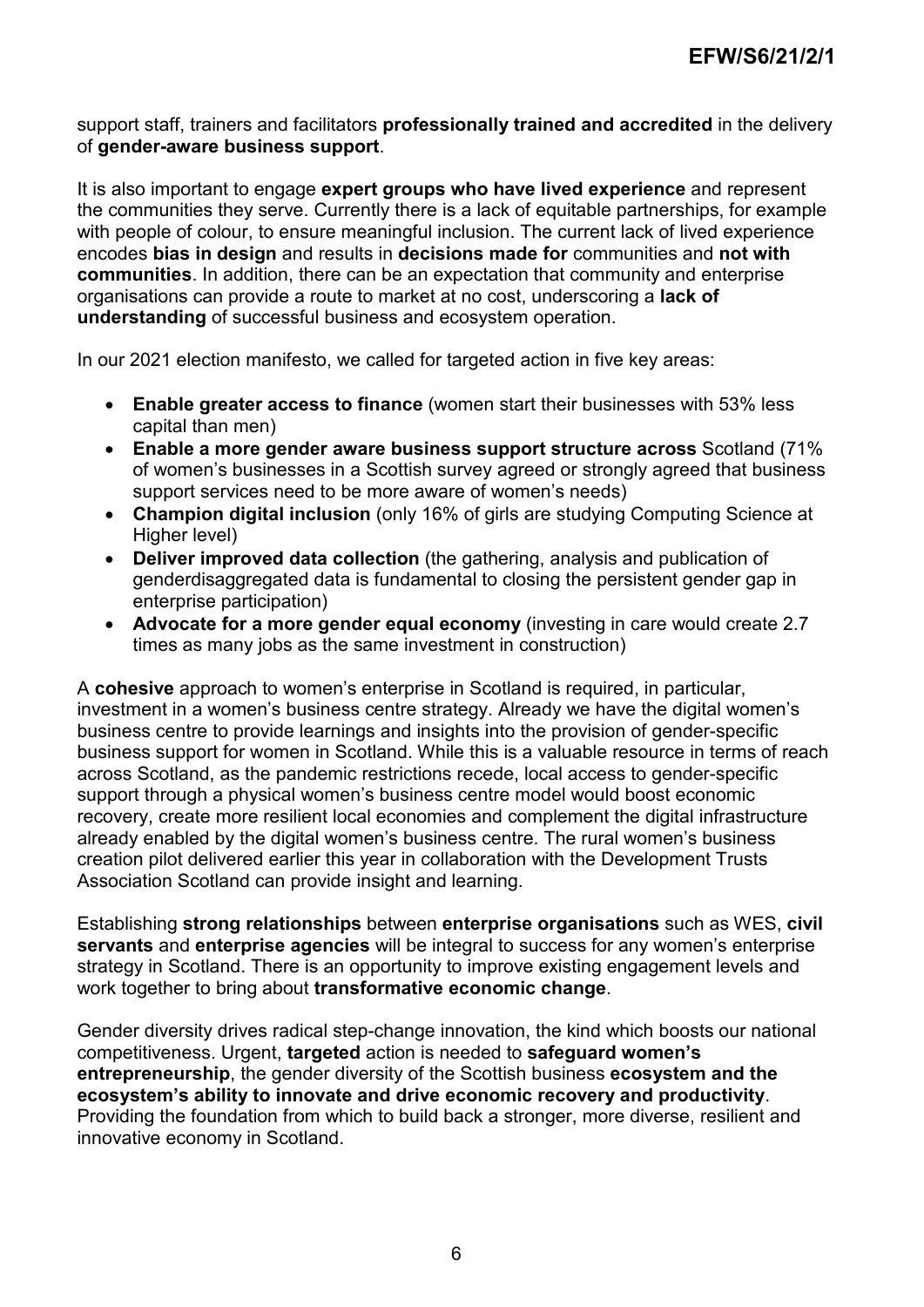support staff, trainers and facilitators **professionally trained and accredited** in the delivery of **gender-aware business support**.

It is also important to engage **expert groups who have lived experience** and represent the communities they serve. Currently there is a lack of equitable partnerships, for example with people of colour, to ensure meaningful inclusion. The current lack of lived experience encodes **bias in design** and results in **decisions made for** communities and **not with communities**. In addition, there can be an expectation that community and enterprise organisations can provide a route to market at no cost, underscoring a **lack of understanding** of successful business and ecosystem operation.

In our 2021 election manifesto, we called for targeted action in five key areas:

- **Enable greater access to finance** (women start their businesses with 53% less capital than men)
- **Enable a more gender aware business support structure across** Scotland (71% of women's businesses in a Scottish survey agreed or strongly agreed that business support services need to be more aware of women's needs)
- **Champion digital inclusion** (only 16% of girls are studying Computing Science at Higher level)
- **Deliver improved data collection** (the gathering, analysis and publication of genderdisaggregated data is fundamental to closing the persistent gender gap in enterprise participation)
- **Advocate for a more gender equal economy** (investing in care would create 2.7 times as many jobs as the same investment in construction)

A **cohesive** approach to women's enterprise in Scotland is required, in particular, investment in a women's business centre strategy. Already we have the digital women's business centre to provide learnings and insights into the provision of gender-specific business support for women in Scotland. While this is a valuable resource in terms of reach across Scotland, as the pandemic restrictions recede, local access to gender-specific support through a physical women's business centre model would boost economic recovery, create more resilient local economies and complement the digital infrastructure already enabled by the digital women's business centre. The rural women's business creation pilot delivered earlier this year in collaboration with the Development Trusts Association Scotland can provide insight and learning.

Establishing **strong relationships** between **enterprise organisations** such as WES, **civil servants** and **enterprise agencies** will be integral to success for any women's enterprise strategy in Scotland. There is an opportunity to improve existing engagement levels and work together to bring about **transformative economic change**.

Gender diversity drives radical step-change innovation, the kind which boosts our national competitiveness. Urgent, **targeted** action is needed to **safeguard women's entrepreneurship**, the gender diversity of the Scottish business **ecosystem and the ecosystem's ability to innovate and drive economic recovery and productivity**. Providing the foundation from which to build back a stronger, more diverse, resilient and innovative economy in Scotland.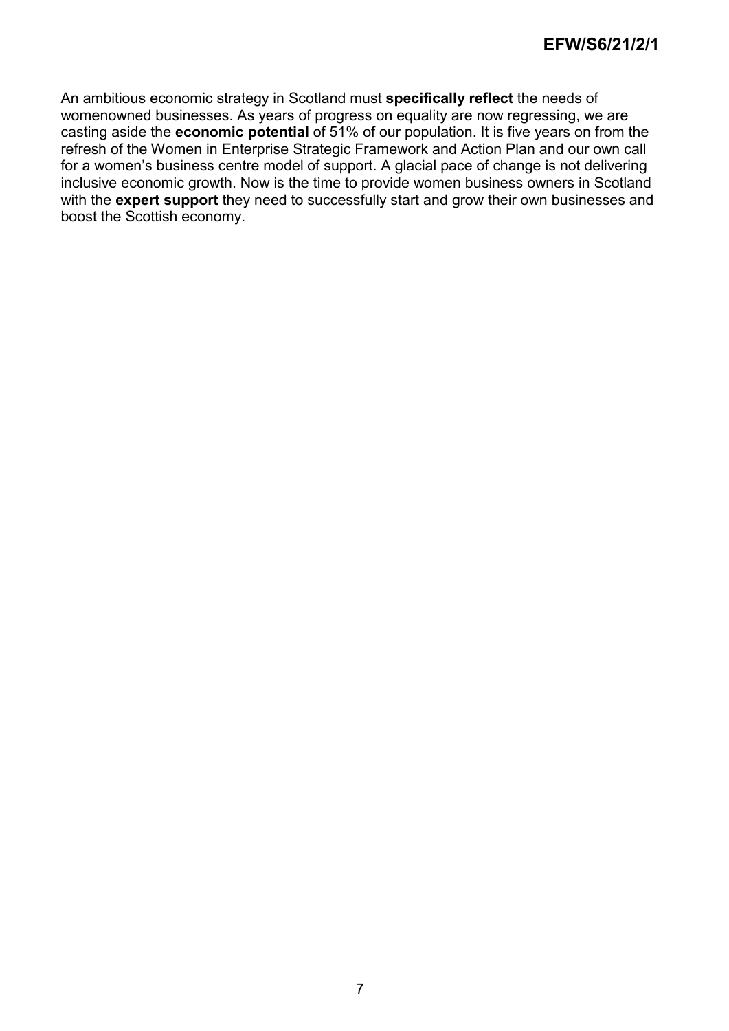An ambitious economic strategy in Scotland must **specifically reflect** the needs of womenowned businesses. As years of progress on equality are now regressing, we are casting aside the **economic potential** of 51% of our population. It is five years on from the refresh of the Women in Enterprise Strategic Framework and Action Plan and our own call for a women's business centre model of support. A glacial pace of change is not delivering inclusive economic growth. Now is the time to provide women business owners in Scotland with the **expert support** they need to successfully start and grow their own businesses and boost the Scottish economy.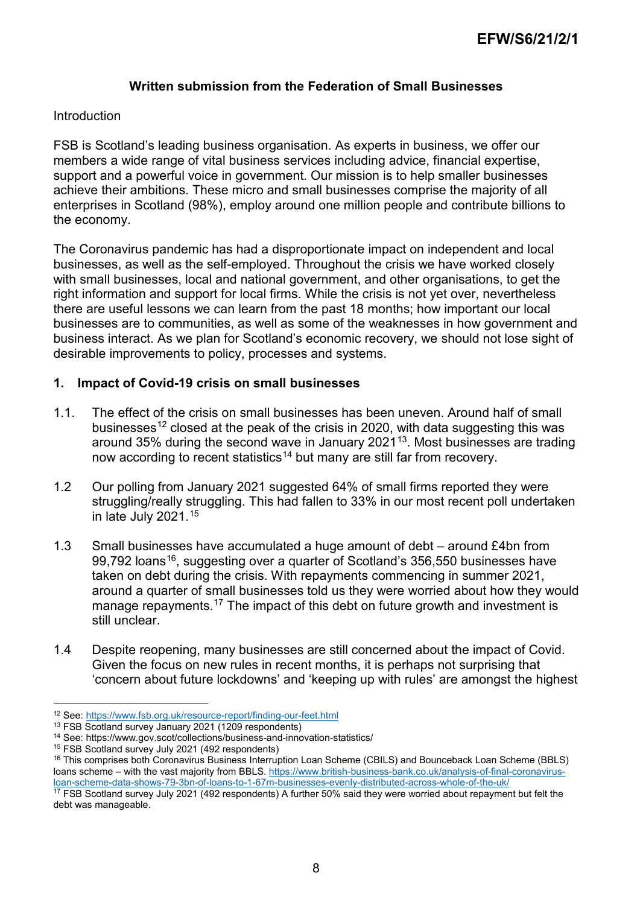## Written submission from the Federation of Small Businesses

Introduction

FSB is Scotland's leading business organisation. As experts in business, we offer our members a wide range of vital business services including advice, financial expertise, support and a powerful voice in government. Our mission is to help smaller businesses achieve their ambitions. These micro and small businesses comprise the majority of all enterprises in Scotland (98%), employ around one million people and contribute billions to the economy.

The Coronavirus pandemic has had a disproportionate impact on independent and local businesses, as well as the self-employed. Throughout the crisis we have worked closely with small businesses, local and national government, and other organisations, to get the right information and support for local firms. While the crisis is not yet over, nevertheless there are useful lessons we can learn from the past 18 months; how important our local businesses are to communities, as well as some of the weaknesses in how government and business interact. As we plan for Scotland's economic recovery, we should not lose sight of desirable improvements to policy, processes and systems.

### 1. Impact of Covid-19 crisis on small businesses

1.1. The effect of the crisis on small businesses has been uneven. Around half of small businesses[12] closed at the peak of the crisis in 2020, with data suggesting this was around 35% during the second wave in January 2021[13]. Most businesses are trading now according to recent statistics[14] but many are still far from recovery.

1.2 Our polling from January 2021 suggested 64% of small firms reported they were struggling/really struggling. This had fallen to 33% in our most recent poll undertaken in late July 2021.[15]

1.3 Small businesses have accumulated a huge amount of debt – around £4bn from 99,792 loans[16], suggesting over a quarter of Scotland's 356,550 businesses have taken on debt during the crisis. With repayments commencing in summer 2021, around a quarter of small businesses told us they were worried about how they would manage repayments.[17] The impact of this debt on future growth and investment is still unclear.

1.4 Despite reopening, many businesses are still concerned about the impact of Covid. Given the focus on new rules in recent months, it is perhaps not surprising that 'concern about future lockdowns' and 'keeping up with rules' are amongst the highest

---

[12] See: https://www.fsb.org.uk/resource-report/finding-our-feet.html

[13] FSB Scotland survey January 2021 (1209 respondents)

[14] See: https://www.gov.scot/collections/business-and-innovation-statistics/

[15] FSB Scotland survey July 2021 (492 respondents)

[16] This comprises both Coronavirus Business Interruption Loan Scheme (CBILS) and Bounceback Loan Scheme (BBLS) loans scheme – with the vast majority from BBLS. https://www.british-business-bank.co.uk/analysis-of-final-coronavirus-loan-scheme-data-shows-79-3bn-of-loans-to-1-67m-businesses-evenly-distributed-across-whole-of-the-uk/

[17] FSB Scotland survey July 2021 (492 respondents) A further 50% said they were worried about repayment but felt the debt was manageable.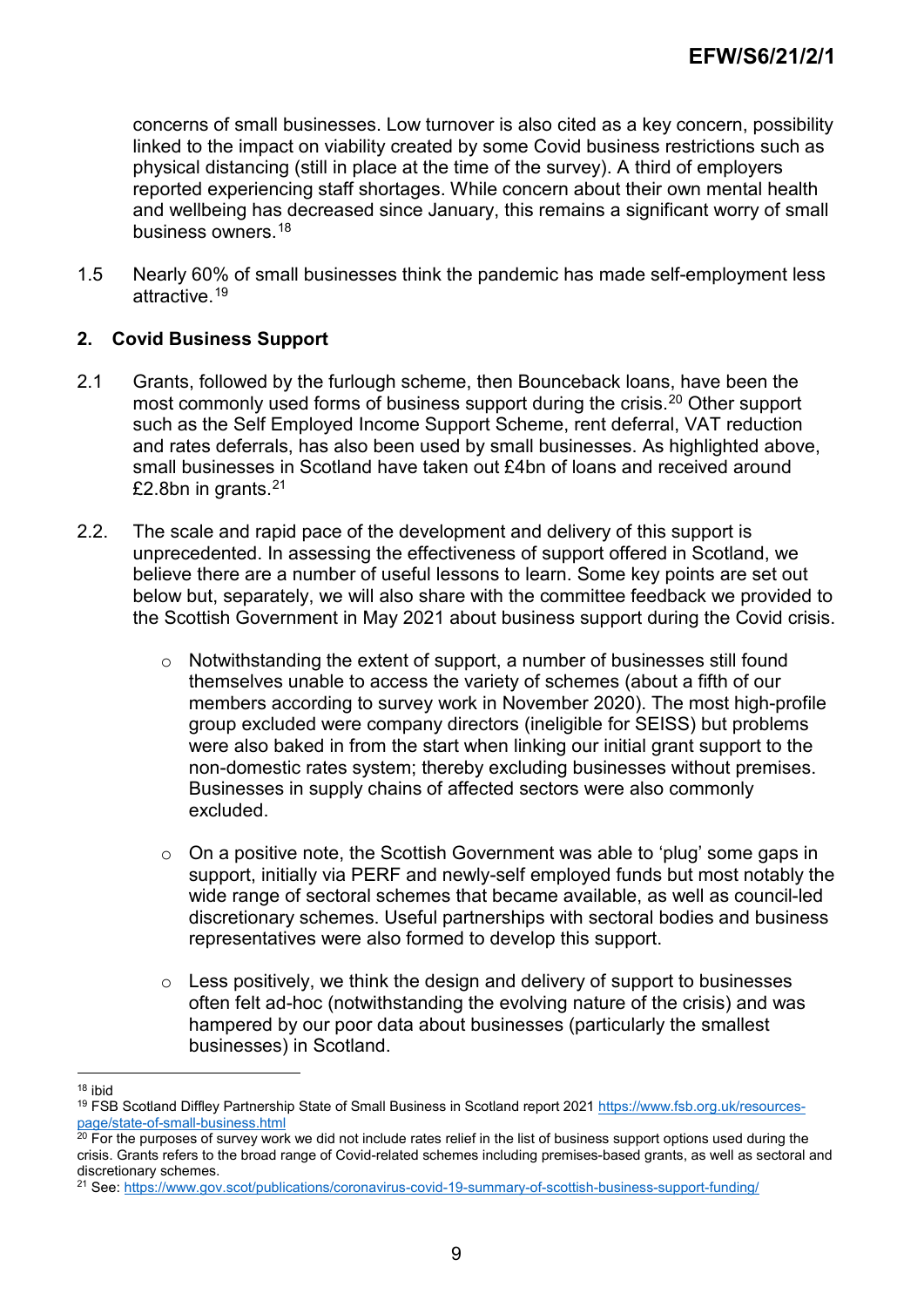concerns of small businesses. Low turnover is also cited as a key concern, possibility linked to the impact on viability created by some Covid business restrictions such as physical distancing (still in place at the time of the survey). A third of employers reported experiencing staff shortages. While concern about their own mental health and wellbeing has decreased since January, this remains a significant worry of small business owners.[18]

1.5 Nearly 60% of small businesses think the pandemic has made self-employment less attractive.[19]

## 2. Covid Business Support

2.1 Grants, followed by the furlough scheme, then Bounceback loans, have been the most commonly used forms of business support during the crisis.[20] Other support such as the Self Employed Income Support Scheme, rent deferral, VAT reduction and rates deferrals, has also been used by small businesses. As highlighted above, small businesses in Scotland have taken out £4bn of loans and received around £2.8bn in grants.[21]

2.2. The scale and rapid pace of the development and delivery of this support is unprecedented. In assessing the effectiveness of support offered in Scotland, we believe there are a number of useful lessons to learn. Some key points are set out below but, separately, we will also share with the committee feedback we provided to the Scottish Government in May 2021 about business support during the Covid crisis.

- Notwithstanding the extent of support, a number of businesses still found themselves unable to access the variety of schemes (about a fifth of our members according to survey work in November 2020). The most high-profile group excluded were company directors (ineligible for SEISS) but problems were also baked in from the start when linking our initial grant support to the non-domestic rates system; thereby excluding businesses without premises. Businesses in supply chains of affected sectors were also commonly excluded.

- On a positive note, the Scottish Government was able to 'plug' some gaps in support, initially via PERF and newly-self employed funds but most notably the wide range of sectoral schemes that became available, as well as council-led discretionary schemes. Useful partnerships with sectoral bodies and business representatives were also formed to develop this support.

- Less positively, we think the design and delivery of support to businesses often felt ad-hoc (notwithstanding the evolving nature of the crisis) and was hampered by our poor data about businesses (particularly the smallest businesses) in Scotland.

---

[18] ibid

[19] FSB Scotland Diffley Partnership State of Small Business in Scotland report 2021 https://www.fsb.org.uk/resources-page/state-of-small-business.html

[20] For the purposes of survey work we did not include rates relief in the list of business support options used during the crisis. Grants refers to the broad range of Covid-related schemes including premises-based grants, as well as sectoral and discretionary schemes.

[21] See: https://www.gov.scot/publications/coronavirus-covid-19-summary-of-scottish-business-support-funding/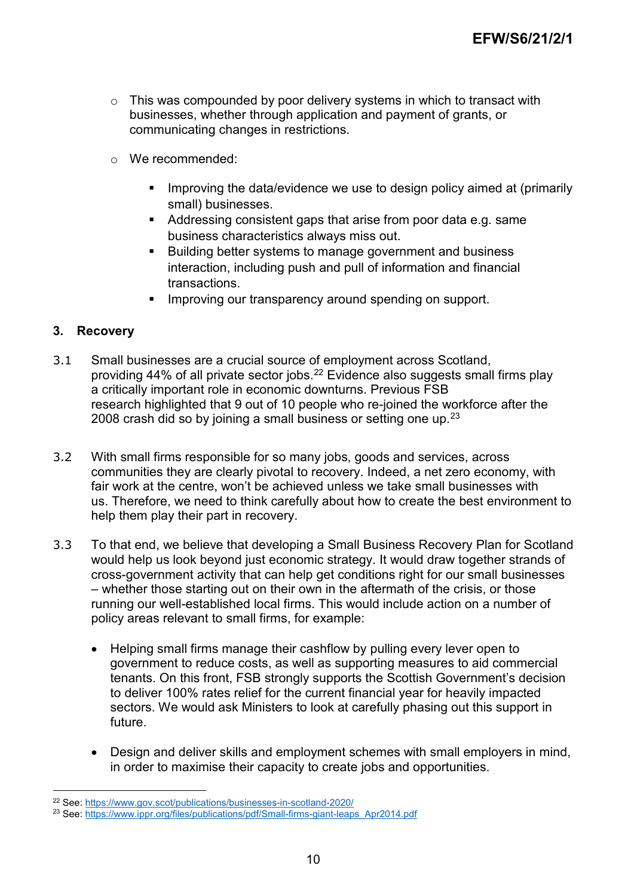- This was compounded by poor delivery systems in which to transact with businesses, whether through application and payment of grants, or communicating changes in restrictions.

- We recommended:

    - Improving the data/evidence we use to design policy aimed at (primarily small) businesses.
    - Addressing consistent gaps that arise from poor data e.g. same business characteristics always miss out.
    - Building better systems to manage government and business interaction, including push and pull of information and financial transactions.
    - Improving our transparency around spending on support.

## 3. Recovery

3.1 Small businesses are a crucial source of employment across Scotland, providing 44% of all private sector jobs.[22] Evidence also suggests small firms play a critically important role in economic downturns. Previous FSB research highlighted that 9 out of 10 people who re-joined the workforce after the 2008 crash did so by joining a small business or setting one up.[23]

3.2 With small firms responsible for so many jobs, goods and services, across communities they are clearly pivotal to recovery. Indeed, a net zero economy, with fair work at the centre, won't be achieved unless we take small businesses with us. Therefore, we need to think carefully about how to create the best environment to help them play their part in recovery.

3.3 To that end, we believe that developing a Small Business Recovery Plan for Scotland would help us look beyond just economic strategy. It would draw together strands of cross-government activity that can help get conditions right for our small businesses – whether those starting out on their own in the aftermath of the crisis, or those running our well-established local firms. This would include action on a number of policy areas relevant to small firms, for example:

- Helping small firms manage their cashflow by pulling every lever open to government to reduce costs, as well as supporting measures to aid commercial tenants. On this front, FSB strongly supports the Scottish Government's decision to deliver 100% rates relief for the current financial year for heavily impacted sectors. We would ask Ministers to look at carefully phasing out this support in future.

- Design and deliver skills and employment schemes with small employers in mind, in order to maximise their capacity to create jobs and opportunities.

[22] See: https://www.gov.scot/publications/businesses-in-scotland-2020/

[23] See: https://www.ippr.org/files/publications/pdf/Small-firms-giant-leaps_Apr2014.pdf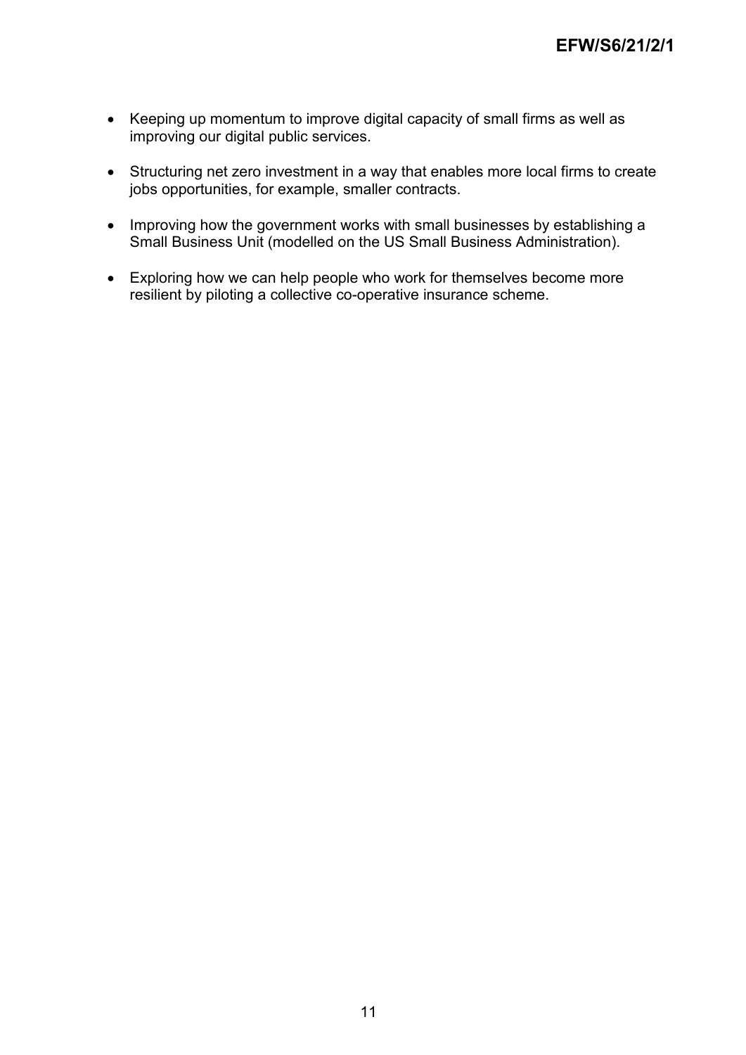- Keeping up momentum to improve digital capacity of small firms as well as improving our digital public services.

- Structuring net zero investment in a way that enables more local firms to create jobs opportunities, for example, smaller contracts.

- Improving how the government works with small businesses by establishing a Small Business Unit (modelled on the US Small Business Administration).

- Exploring how we can help people who work for themselves become more resilient by piloting a collective co-operative insurance scheme.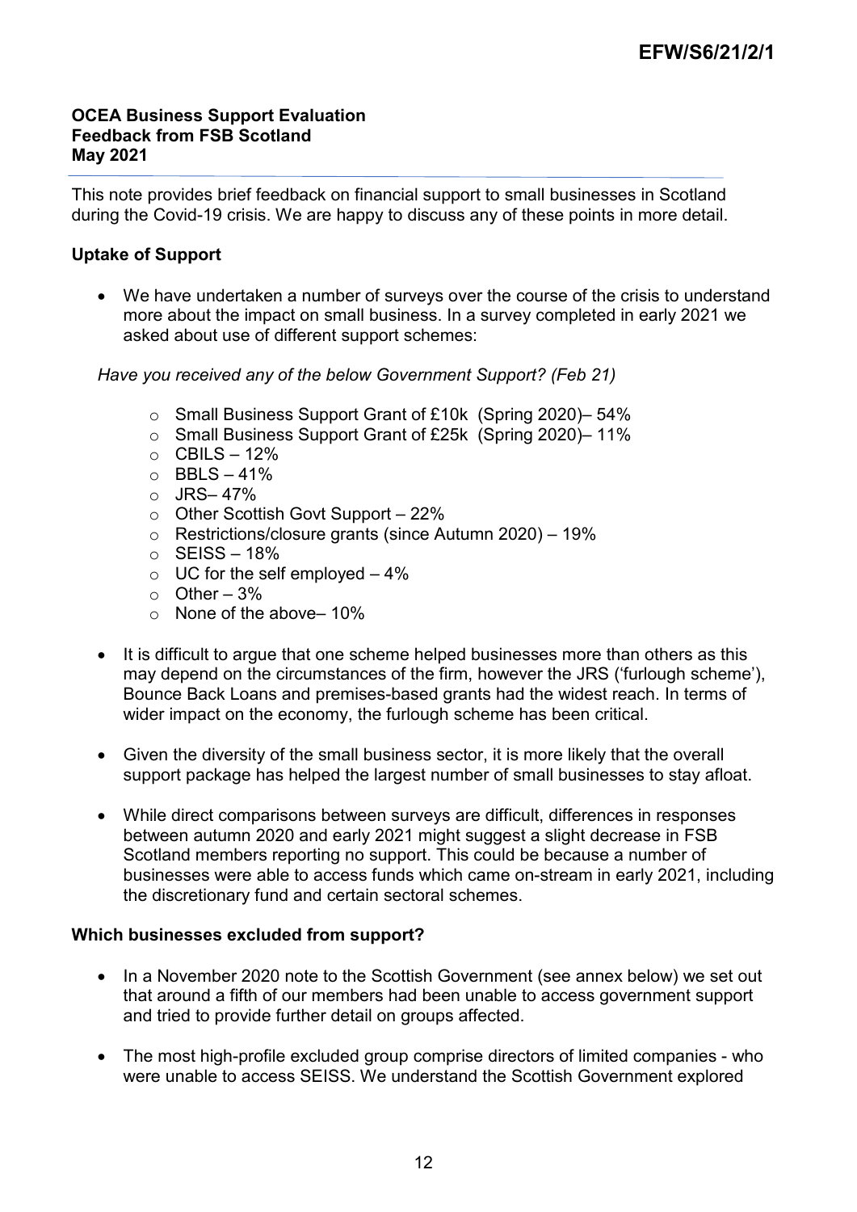**OCEA Business Support Evaluation**
**Feedback from FSB Scotland**
**May 2021**

This note provides brief feedback on financial support to small businesses in Scotland during the Covid-19 crisis. We are happy to discuss any of these points in more detail.

**Uptake of Support**

- We have undertaken a number of surveys over the course of the crisis to understand more about the impact on small business. In a survey completed in early 2021 we asked about use of different support schemes:

*Have you received any of the below Government Support? (Feb 21)*

  - Small Business Support Grant of £10k (Spring 2020)– 54%
  - Small Business Support Grant of £25k (Spring 2020)– 11%
  - CBILS – 12%
  - BBLS – 41%
  - JRS– 47%
  - Other Scottish Govt Support – 22%
  - Restrictions/closure grants (since Autumn 2020) – 19%
  - SEISS – 18%
  - UC for the self employed – 4%
  - Other – 3%
  - None of the above– 10%

- It is difficult to argue that one scheme helped businesses more than others as this may depend on the circumstances of the firm, however the JRS ('furlough scheme'), Bounce Back Loans and premises-based grants had the widest reach. In terms of wider impact on the economy, the furlough scheme has been critical.

- Given the diversity of the small business sector, it is more likely that the overall support package has helped the largest number of small businesses to stay afloat.

- While direct comparisons between surveys are difficult, differences in responses between autumn 2020 and early 2021 might suggest a slight decrease in FSB Scotland members reporting no support. This could be because a number of businesses were able to access funds which came on-stream in early 2021, including the discretionary fund and certain sectoral schemes.

**Which businesses excluded from support?**

- In a November 2020 note to the Scottish Government (see annex below) we set out that around a fifth of our members had been unable to access government support and tried to provide further detail on groups affected.

- The most high-profile excluded group comprise directors of limited companies - who were unable to access SEISS. We understand the Scottish Government explored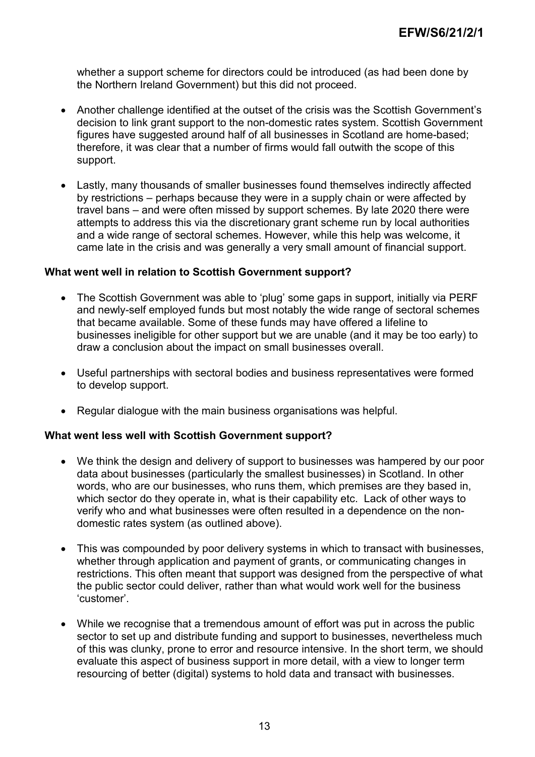whether a support scheme for directors could be introduced (as had been done by the Northern Ireland Government) but this did not proceed.

- Another challenge identified at the outset of the crisis was the Scottish Government's decision to link grant support to the non-domestic rates system. Scottish Government figures have suggested around half of all businesses in Scotland are home-based; therefore, it was clear that a number of firms would fall outwith the scope of this support.

- Lastly, many thousands of smaller businesses found themselves indirectly affected by restrictions – perhaps because they were in a supply chain or were affected by travel bans – and were often missed by support schemes. By late 2020 there were attempts to address this via the discretionary grant scheme run by local authorities and a wide range of sectoral schemes. However, while this help was welcome, it came late in the crisis and was generally a very small amount of financial support.

**What went well in relation to Scottish Government support?**

- The Scottish Government was able to 'plug' some gaps in support, initially via PERF and newly-self employed funds but most notably the wide range of sectoral schemes that became available. Some of these funds may have offered a lifeline to businesses ineligible for other support but we are unable (and it may be too early) to draw a conclusion about the impact on small businesses overall.

- Useful partnerships with sectoral bodies and business representatives were formed to develop support.

- Regular dialogue with the main business organisations was helpful.

**What went less well with Scottish Government support?**

- We think the design and delivery of support to businesses was hampered by our poor data about businesses (particularly the smallest businesses) in Scotland. In other words, who are our businesses, who runs them, which premises are they based in, which sector do they operate in, what is their capability etc. Lack of other ways to verify who and what businesses were often resulted in a dependence on the non-domestic rates system (as outlined above).

- This was compounded by poor delivery systems in which to transact with businesses, whether through application and payment of grants, or communicating changes in restrictions. This often meant that support was designed from the perspective of what the public sector could deliver, rather than what would work well for the business 'customer'.

- While we recognise that a tremendous amount of effort was put in across the public sector to set up and distribute funding and support to businesses, nevertheless much of this was clunky, prone to error and resource intensive. In the short term, we should evaluate this aspect of business support in more detail, with a view to longer term resourcing of better (digital) systems to hold data and transact with businesses.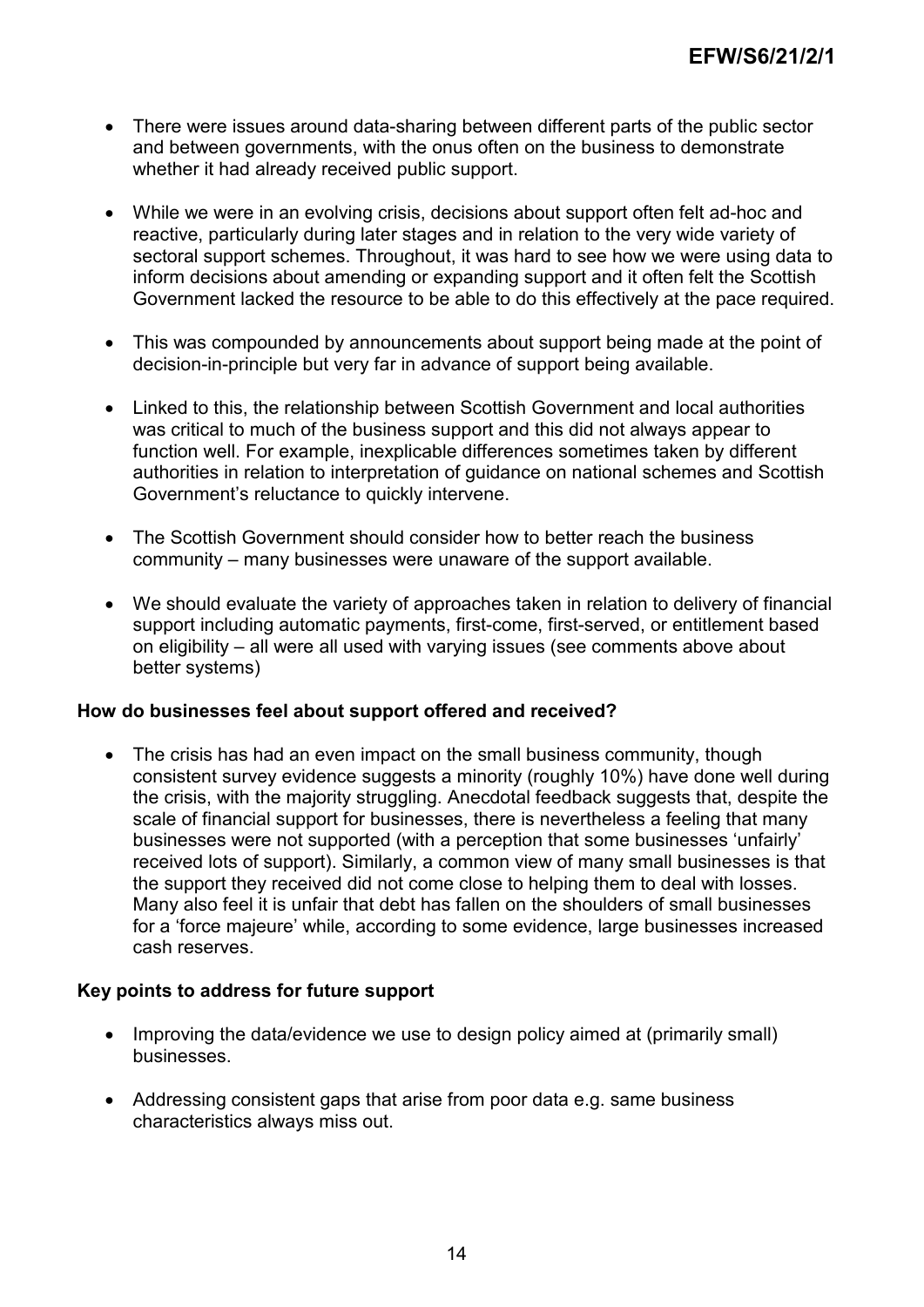- There were issues around data-sharing between different parts of the public sector and between governments, with the onus often on the business to demonstrate whether it had already received public support.

- While we were in an evolving crisis, decisions about support often felt ad-hoc and reactive, particularly during later stages and in relation to the very wide variety of sectoral support schemes. Throughout, it was hard to see how we were using data to inform decisions about amending or expanding support and it often felt the Scottish Government lacked the resource to be able to do this effectively at the pace required.

- This was compounded by announcements about support being made at the point of decision-in-principle but very far in advance of support being available.

- Linked to this, the relationship between Scottish Government and local authorities was critical to much of the business support and this did not always appear to function well. For example, inexplicable differences sometimes taken by different authorities in relation to interpretation of guidance on national schemes and Scottish Government's reluctance to quickly intervene.

- The Scottish Government should consider how to better reach the business community – many businesses were unaware of the support available.

- We should evaluate the variety of approaches taken in relation to delivery of financial support including automatic payments, first-come, first-served, or entitlement based on eligibility – all were all used with varying issues (see comments above about better systems)

**How do businesses feel about support offered and received?**

- The crisis has had an even impact on the small business community, though consistent survey evidence suggests a minority (roughly 10%) have done well during the crisis, with the majority struggling. Anecdotal feedback suggests that, despite the scale of financial support for businesses, there is nevertheless a feeling that many businesses were not supported (with a perception that some businesses 'unfairly' received lots of support). Similarly, a common view of many small businesses is that the support they received did not come close to helping them to deal with losses. Many also feel it is unfair that debt has fallen on the shoulders of small businesses for a 'force majeure' while, according to some evidence, large businesses increased cash reserves.

**Key points to address for future support**

- Improving the data/evidence we use to design policy aimed at (primarily small) businesses.

- Addressing consistent gaps that arise from poor data e.g. same business characteristics always miss out.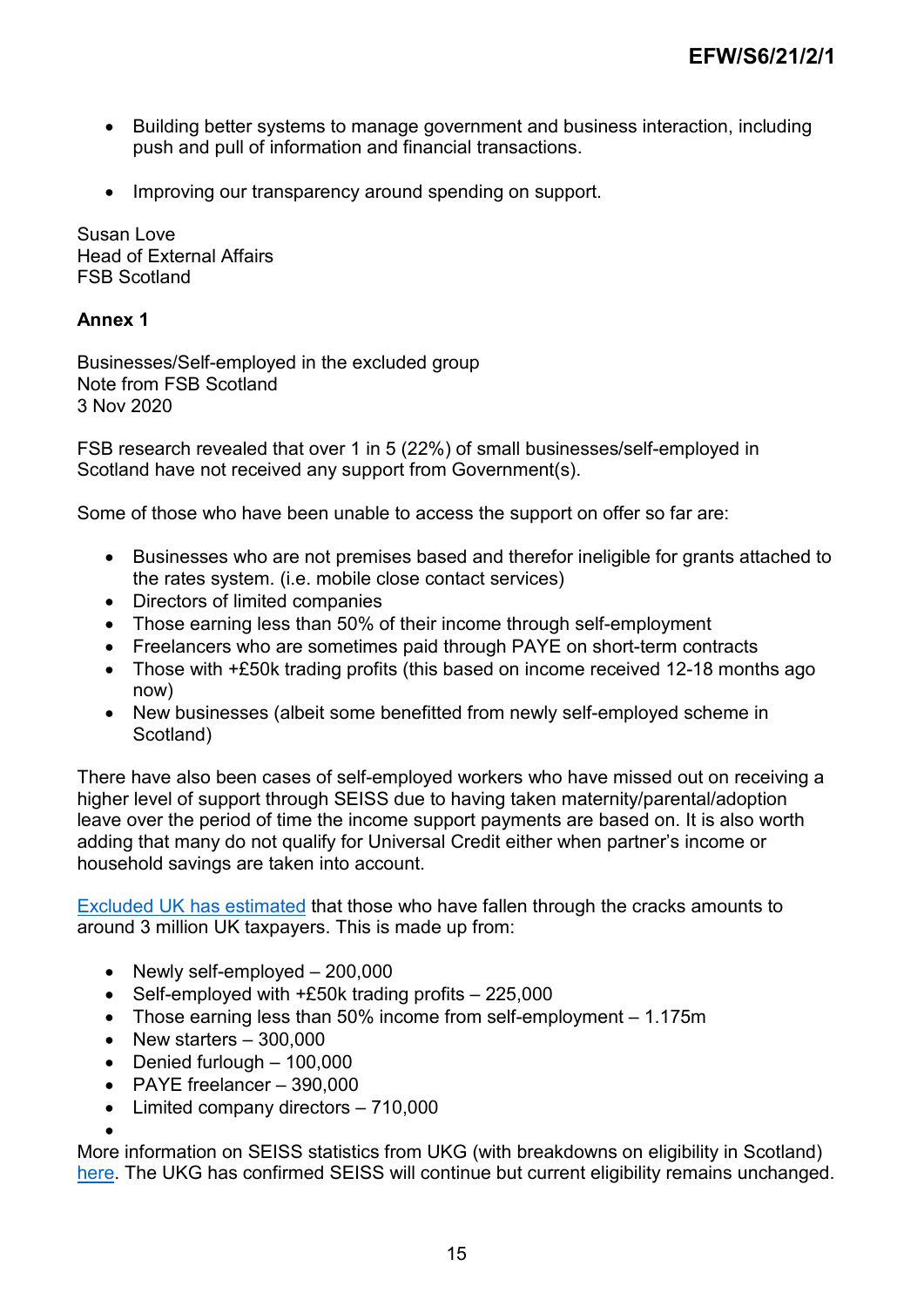- Building better systems to manage government and business interaction, including push and pull of information and financial transactions.

- Improving our transparency around spending on support.

Susan Love
Head of External Affairs
FSB Scotland

**Annex 1**

Businesses/Self-employed in the excluded group
Note from FSB Scotland
3 Nov 2020

FSB research revealed that over 1 in 5 (22%) of small businesses/self-employed in Scotland have not received any support from Government(s).

Some of those who have been unable to access the support on offer so far are:

- Businesses who are not premises based and therefor ineligible for grants attached to the rates system. (i.e. mobile close contact services)
- Directors of limited companies
- Those earning less than 50% of their income through self-employment
- Freelancers who are sometimes paid through PAYE on short-term contracts
- Those with +£50k trading profits (this based on income received 12-18 months ago now)
- New businesses (albeit some benefitted from newly self-employed scheme in Scotland)

There have also been cases of self-employed workers who have missed out on receiving a higher level of support through SEISS due to having taken maternity/parental/adoption leave over the period of time the income support payments are based on. It is also worth adding that many do not qualify for Universal Credit either when partner's income or household savings are taken into account.

Excluded UK has estimated that those who have fallen through the cracks amounts to around 3 million UK taxpayers. This is made up from:

- Newly self-employed – 200,000
- Self-employed with +£50k trading profits – 225,000
- Those earning less than 50% income from self-employment – 1.175m
- New starters – 300,000
- Denied furlough – 100,000
- PAYE freelancer – 390,000
- Limited company directors – 710,000

More information on SEISS statistics from UKG (with breakdowns on eligibility in Scotland) here. The UKG has confirmed SEISS will continue but current eligibility remains unchanged.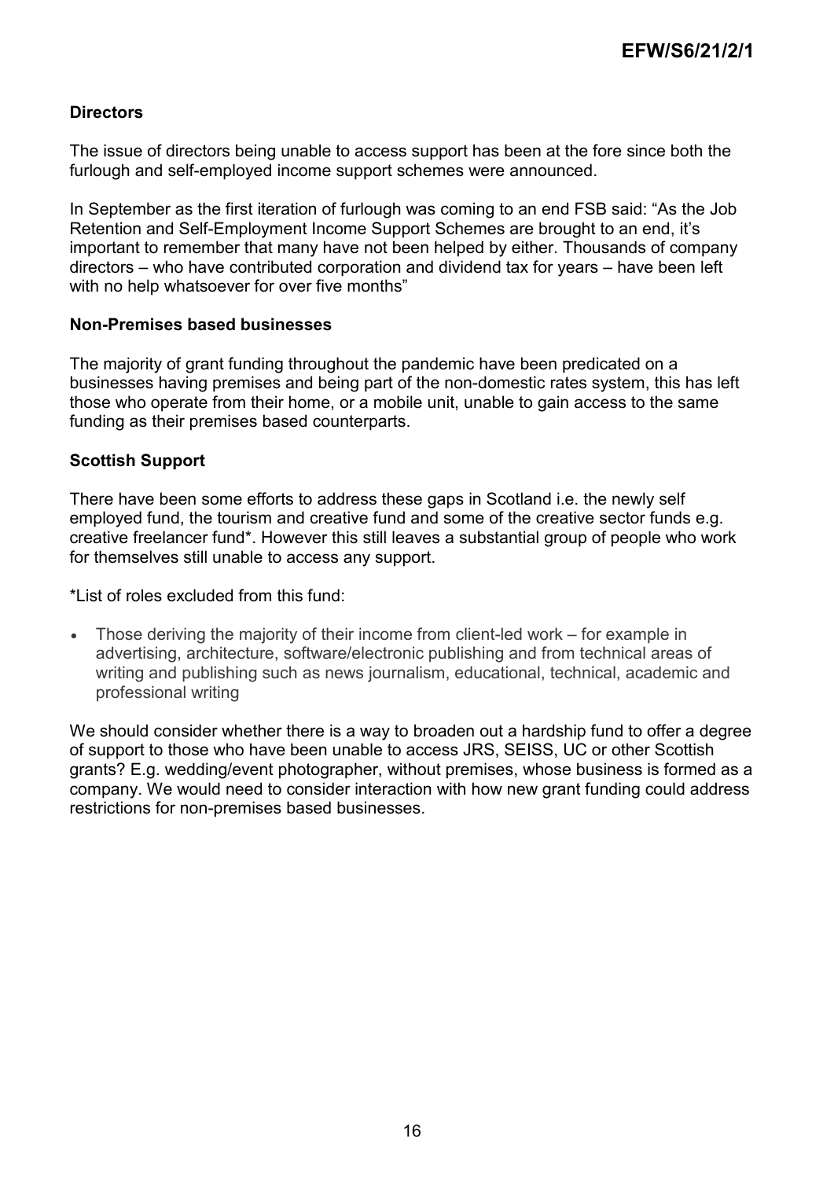**Directors**

The issue of directors being unable to access support has been at the fore since both the furlough and self-employed income support schemes were announced.

In September as the first iteration of furlough was coming to an end FSB said: "As the Job Retention and Self-Employment Income Support Schemes are brought to an end, it's important to remember that many have not been helped by either. Thousands of company directors – who have contributed corporation and dividend tax for years – have been left with no help whatsoever for over five months"

**Non-Premises based businesses**

The majority of grant funding throughout the pandemic have been predicated on a businesses having premises and being part of the non-domestic rates system, this has left those who operate from their home, or a mobile unit, unable to gain access to the same funding as their premises based counterparts.

**Scottish Support**

There have been some efforts to address these gaps in Scotland i.e. the newly self employed fund, the tourism and creative fund and some of the creative sector funds e.g. creative freelancer fund*. However this still leaves a substantial group of people who work for themselves still unable to access any support.

*List of roles excluded from this fund:

- Those deriving the majority of their income from client-led work – for example in advertising, architecture, software/electronic publishing and from technical areas of writing and publishing such as news journalism, educational, technical, academic and professional writing

We should consider whether there is a way to broaden out a hardship fund to offer a degree of support to those who have been unable to access JRS, SEISS, UC or other Scottish grants? E.g. wedding/event photographer, without premises, whose business is formed as a company. We would need to consider interaction with how new grant funding could address restrictions for non-premises based businesses.